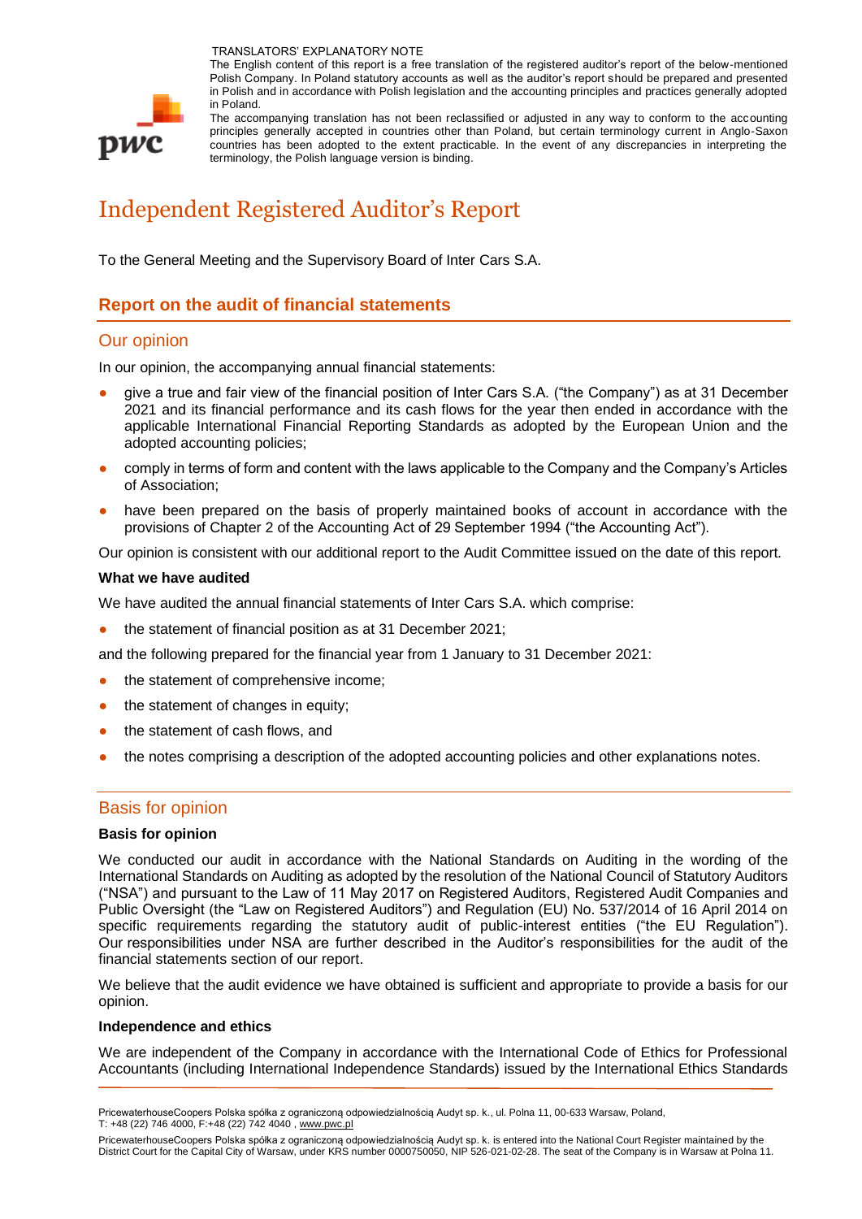TRANSLATORS' EXPLANATORY NOTE

The English content of this report is a free translation of the registered auditor's report of the below-mentioned Polish Company. In Poland statutory accounts as well as the auditor's report should be prepared and presented in Polish and in accordance with Polish legislation and the accounting principles and practices generally adopted in Poland.

The accompanying translation has not been reclassified or adjusted in any way to conform to the accounting principles generally accepted in countries other than Poland, but certain terminology current in Anglo-Saxon countries has been adopted to the extent practicable. In the event of any discrepancies in interpreting the terminology, the Polish language version is binding.

# Independent Registered Auditor's Report

To the General Meeting and the Supervisory Board of Inter Cars S.A.

## Report on the audit of financial statements

### Our opinion

In our opinion, the accompanying annual financial statements:

- give a true and fair view of the financial position of Inter Cars S.A. ("the Company") as at 31 December 2021 and its financial performance and its cash flows for the year then ended in accordance with the applicable International Financial Reporting Standards as adopted by the European Union and the adopted accounting policies;
- comply in terms of form and content with the laws applicable to the Company and the Company's Articles of Association;
- have been prepared on the basis of properly maintained books of account in accordance with the provisions of Chapter 2 of the Accounting Act of 29 September 1994 ("the Accounting Act").

Our opinion is consistent with our additional report to the Audit Committee issued on the date of this report.

**What we have audited**

We have audited the annual financial statements of Inter Cars S.A. which comprise:

- the statement of financial position as at 31 December 2021;

and the following prepared for the financial year from 1 January to 31 December 2021:

- the statement of comprehensive income;
- the statement of changes in equity;
- the statement of cash flows, and
- the notes comprising a description of the adopted accounting policies and other explanations notes.

### Basis for opinion

**Basis for opinion**

We conducted our audit in accordance with the National Standards on Auditing in the wording of the International Standards on Auditing as adopted by the resolution of the National Council of Statutory Auditors ("NSA") and pursuant to the Law of 11 May 2017 on Registered Auditors, Registered Audit Companies and Public Oversight (the "Law on Registered Auditors") and Regulation (EU) No. 537/2014 of 16 April 2014 on specific requirements regarding the statutory audit of public-interest entities ("the EU Regulation"). Our responsibilities under NSA are further described in the Auditor's responsibilities for the audit of the financial statements section of our report.

We believe that the audit evidence we have obtained is sufficient and appropriate to provide a basis for our opinion.

**Independence and ethics**

We are independent of the Company in accordance with the International Code of Ethics for Professional Accountants (including International Independence Standards) issued by the International Ethics Standards

PricewaterhouseCoopers Polska spółka z ograniczoną odpowiedzialnością Audyt sp. k., ul. Polna 11, 00-633 Warsaw, Poland, T: +48 (22) 746 4000, F:+48 (22) 742 4040 , www.pwc.pl

PricewaterhouseCoopers Polska spółka z ograniczoną odpowiedzialnością Audyt sp. k. is entered into the National Court Register maintained by the District Court for the Capital City of Warsaw, under KRS number 0000750050, NIP 526-021-02-28. The seat of the Company is in Warsaw at Polna 11.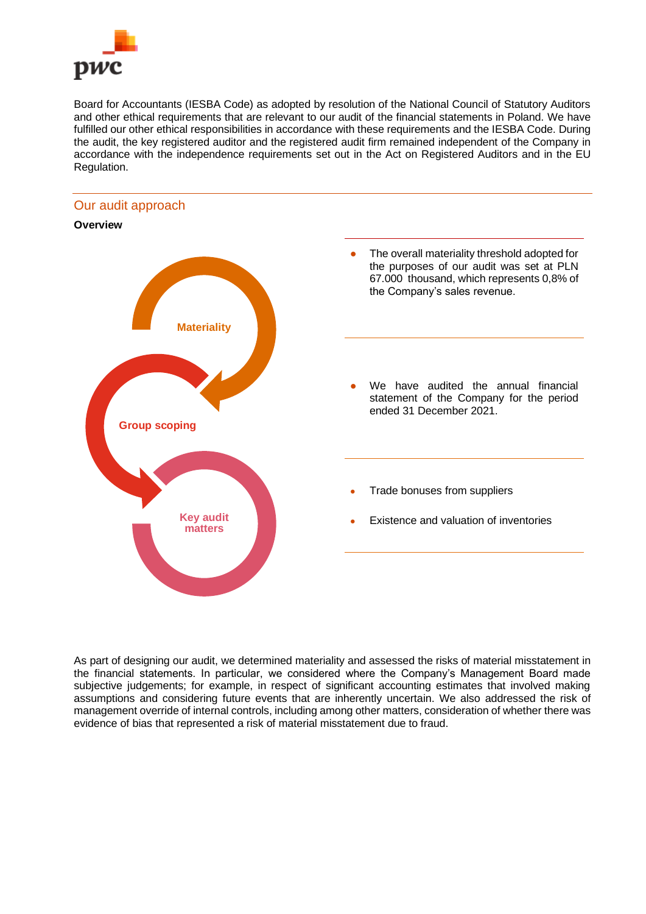Board for Accountants (IESBA Code) as adopted by resolution of the National Council of Statutory Auditors and other ethical requirements that are relevant to our audit of the financial statements in Poland. We have fulfilled our other ethical responsibilities in accordance with these requirements and the IESBA Code. During the audit, the key registered auditor and the registered audit firm remained independent of the Company in accordance with the independence requirements set out in the Act on Registered Auditors and in the EU Regulation.

## Our audit approach

**Overview**

**Materiality**

- The overall materiality threshold adopted for the purposes of our audit was set at PLN 67.000 thousand, which represents 0,8% of the Company's sales revenue.

**Group scoping**

- We have audited the annual financial statement of the Company for the period ended 31 December 2021.

**Key audit matters**

- Trade bonuses from suppliers
- Existence and valuation of inventories

As part of designing our audit, we determined materiality and assessed the risks of material misstatement in the financial statements. In particular, we considered where the Company's Management Board made subjective judgements; for example, in respect of significant accounting estimates that involved making assumptions and considering future events that are inherently uncertain. We also addressed the risk of management override of internal controls, including among other matters, consideration of whether there was evidence of bias that represented a risk of material misstatement due to fraud.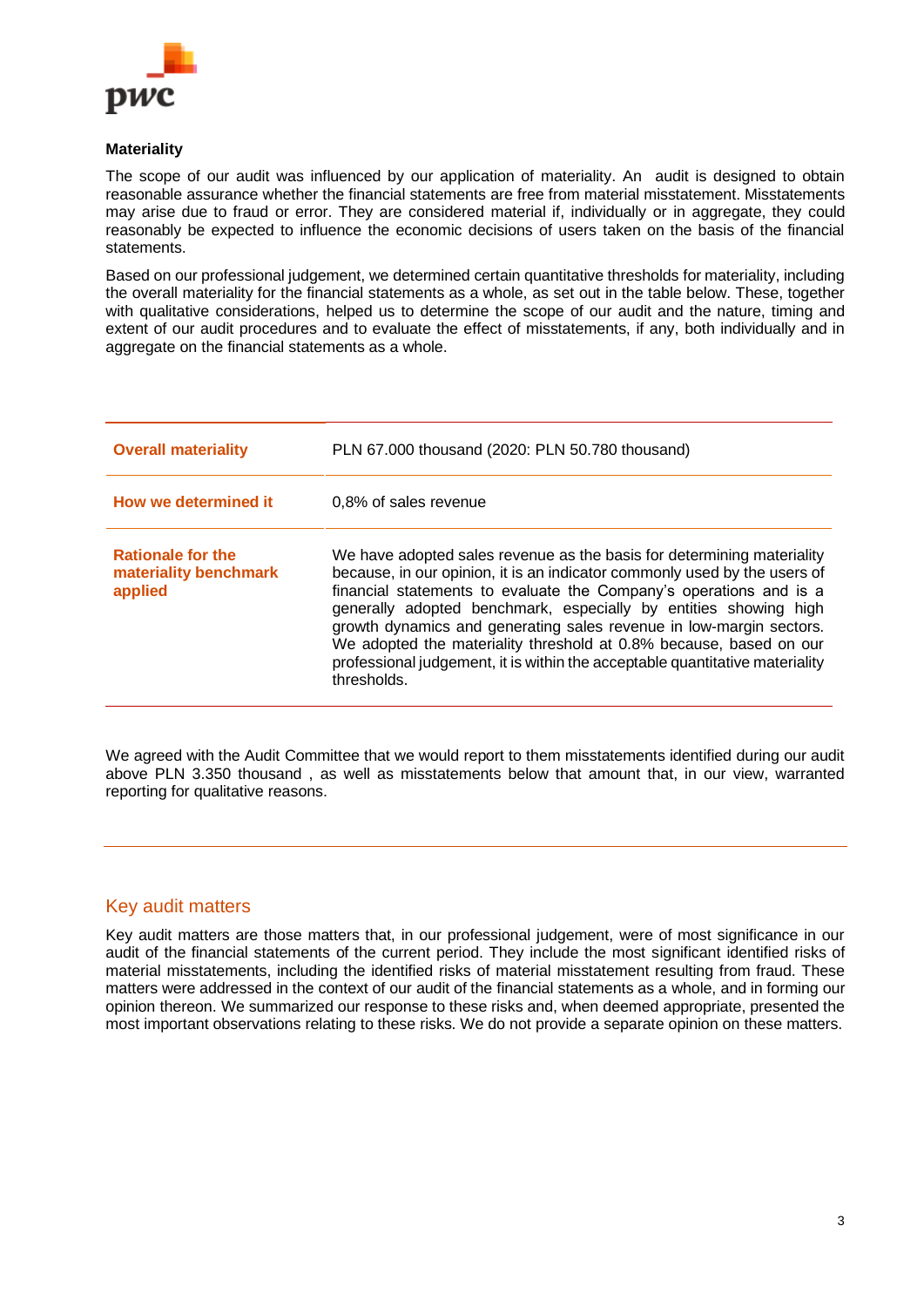**Materiality**

The scope of our audit was influenced by our application of materiality. An audit is designed to obtain reasonable assurance whether the financial statements are free from material misstatement. Misstatements may arise due to fraud or error. They are considered material if, individually or in aggregate, they could reasonably be expected to influence the economic decisions of users taken on the basis of the financial statements.

Based on our professional judgement, we determined certain quantitative thresholds for materiality, including the overall materiality for the financial statements as a whole, as set out in the table below. These, together with qualitative considerations, helped us to determine the scope of our audit and the nature, timing and extent of our audit procedures and to evaluate the effect of misstatements, if any, both individually and in aggregate on the financial statements as a whole.

| | |
|---|---|
| **Overall materiality** | PLN 67.000 thousand (2020: PLN 50.780 thousand) |
| **How we determined it** | 0,8% of sales revenue |
| **Rationale for the materiality benchmark applied** | We have adopted sales revenue as the basis for determining materiality because, in our opinion, it is an indicator commonly used by the users of financial statements to evaluate the Company's operations and is a generally adopted benchmark, especially by entities showing high growth dynamics and generating sales revenue in low-margin sectors. We adopted the materiality threshold at 0.8% because, based on our professional judgement, it is within the acceptable quantitative materiality thresholds. |

We agreed with the Audit Committee that we would report to them misstatements identified during our audit above PLN 3.350 thousand , as well as misstatements below that amount that, in our view, warranted reporting for qualitative reasons.

## Key audit matters

Key audit matters are those matters that, in our professional judgement, were of most significance in our audit of the financial statements of the current period. They include the most significant identified risks of material misstatements, including the identified risks of material misstatement resulting from fraud. These matters were addressed in the context of our audit of the financial statements as a whole, and in forming our opinion thereon. We summarized our response to these risks and, when deemed appropriate, presented the most important observations relating to these risks. We do not provide a separate opinion on these matters.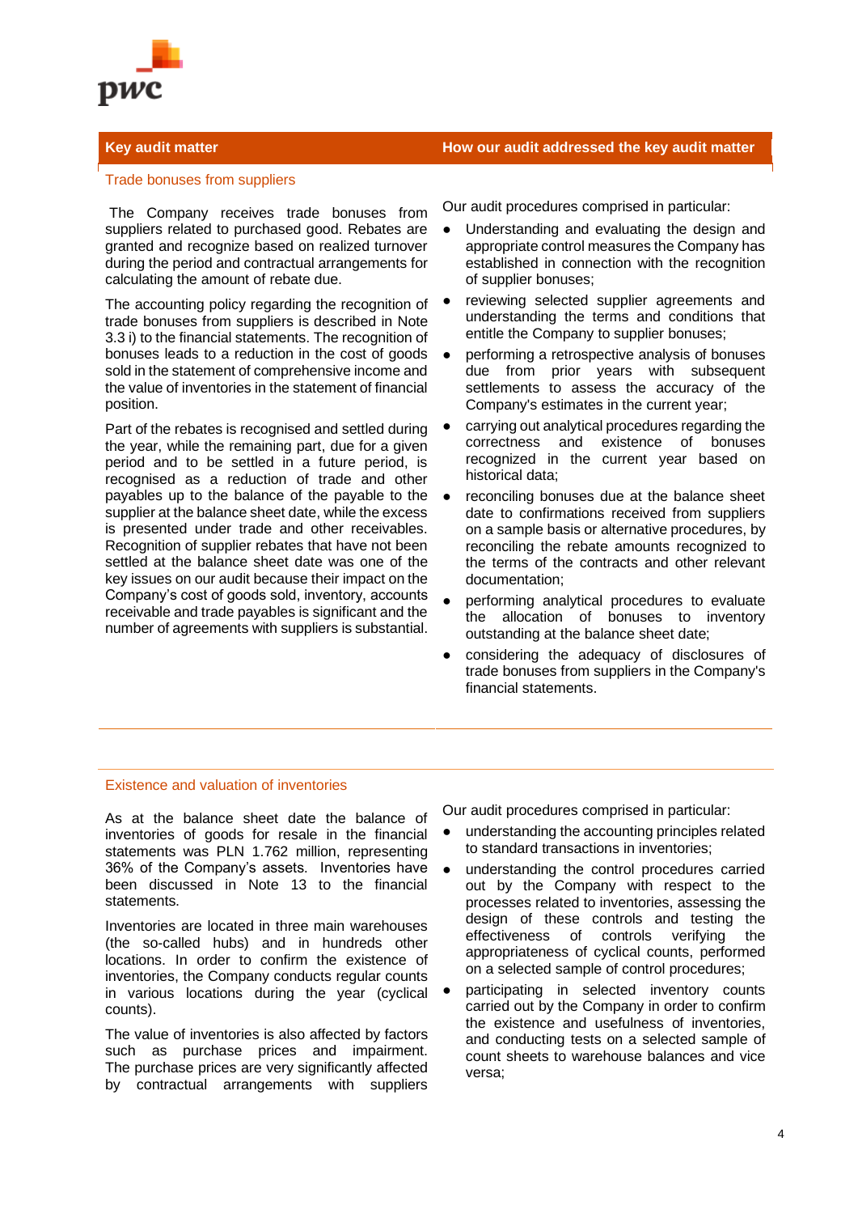| Key audit matter | How our audit addressed the key audit matter |
|---|---|
| **Trade bonuses from suppliers** | |
| The Company receives trade bonuses from suppliers related to purchased good. Rebates are granted and recognize based on realized turnover during the period and contractual arrangements for calculating the amount of rebate due.<br><br>The accounting policy regarding the recognition of trade bonuses from suppliers is described in Note 3.3 i) to the financial statements. The recognition of bonuses leads to a reduction in the cost of goods sold in the statement of comprehensive income and the value of inventories in the statement of financial position.<br><br>Part of the rebates is recognised and settled during the year, while the remaining part, due for a given period and to be settled in a future period, is recognised as a reduction of trade and other payables up to the balance of the payable to the supplier at the balance sheet date, while the excess is presented under trade and other receivables. Recognition of supplier rebates that have not been settled at the balance sheet date was one of the key issues on our audit because their impact on the Company's cost of goods sold, inventory, accounts receivable and trade payables is significant and the number of agreements with suppliers is substantial. | Our audit procedures comprised in particular:<br>• Understanding and evaluating the design and appropriate control measures the Company has established in connection with the recognition of supplier bonuses;<br>• reviewing selected supplier agreements and understanding the terms and conditions that entitle the Company to supplier bonuses;<br>• performing a retrospective analysis of bonuses due from prior years with subsequent settlements to assess the accuracy of the Company's estimates in the current year;<br>• carrying out analytical procedures regarding the correctness and existence of bonuses recognized in the current year based on historical data;<br>• reconciling bonuses due at the balance sheet date to confirmations received from suppliers on a sample basis or alternative procedures, by reconciling the rebate amounts recognized to the terms of the contracts and other relevant documentation;<br>• performing analytical procedures to evaluate the allocation of bonuses to inventory outstanding at the balance sheet date;<br>• considering the adequacy of disclosures of trade bonuses from suppliers in the Company's financial statements. |
| **Existence and valuation of inventories** | |
| As at the balance sheet date the balance of inventories of goods for resale in the financial statements was PLN 1.762 million, representing 36% of the Company's assets. Inventories have been discussed in Note 13 to the financial statements.<br><br>Inventories are located in three main warehouses (the so-called hubs) and in hundreds other locations. In order to confirm the existence of inventories, the Company conducts regular counts in various locations during the year (cyclical counts).<br><br>The value of inventories is also affected by factors such as purchase prices and impairment. The purchase prices are very significantly affected by contractual arrangements with suppliers | Our audit procedures comprised in particular:<br>• understanding the accounting principles related to standard transactions in inventories;<br>• understanding the control procedures carried out by the Company with respect to the processes related to inventories, assessing the design of these controls and testing the effectiveness of controls verifying the appropriateness of cyclical counts, performed on a selected sample of control procedures;<br>• participating in selected inventory counts carried out by the Company in order to confirm the existence and usefulness of inventories, and conducting tests on a selected sample of count sheets to warehouse balances and vice versa; |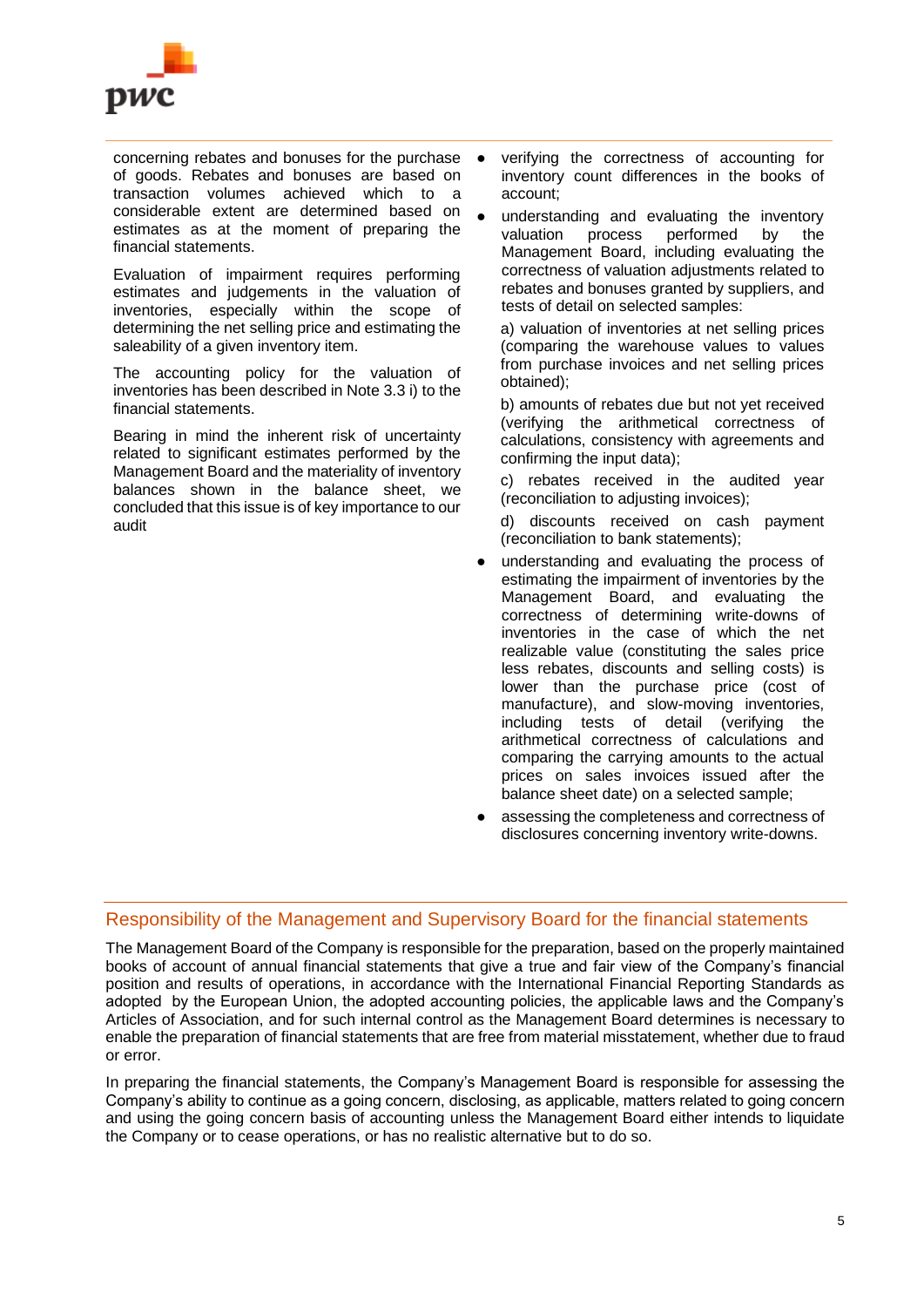concerning rebates and bonuses for the purchase of goods. Rebates and bonuses are based on transaction volumes achieved which to a considerable extent are determined based on estimates as at the moment of preparing the financial statements.

Evaluation of impairment requires performing estimates and judgements in the valuation of inventories, especially within the scope of determining the net selling price and estimating the saleability of a given inventory item.

The accounting policy for the valuation of inventories has been described in Note 3.3 i) to the financial statements.

Bearing in mind the inherent risk of uncertainty related to significant estimates performed by the Management Board and the materiality of inventory balances shown in the balance sheet, we concluded that this issue is of key importance to our audit

- verifying the correctness of accounting for inventory count differences in the books of account;
- understanding and evaluating the inventory valuation process performed by the Management Board, including evaluating the correctness of valuation adjustments related to rebates and bonuses granted by suppliers, and tests of detail on selected samples:

  a) valuation of inventories at net selling prices (comparing the warehouse values to values from purchase invoices and net selling prices obtained);

  b) amounts of rebates due but not yet received (verifying the arithmetical correctness of calculations, consistency with agreements and confirming the input data);

  c) rebates received in the audited year (reconciliation to adjusting invoices);

  d) discounts received on cash payment (reconciliation to bank statements);
- understanding and evaluating the process of estimating the impairment of inventories by the Management Board, and evaluating the correctness of determining write-downs of inventories in the case of which the net realizable value (constituting the sales price less rebates, discounts and selling costs) is lower than the purchase price (cost of manufacture), and slow-moving inventories, including tests of detail (verifying the arithmetical correctness of calculations and comparing the carrying amounts to the actual prices on sales invoices issued after the balance sheet date) on a selected sample;
- assessing the completeness and correctness of disclosures concerning inventory write-downs.

## Responsibility of the Management and Supervisory Board for the financial statements

The Management Board of the Company is responsible for the preparation, based on the properly maintained books of account of annual financial statements that give a true and fair view of the Company's financial position and results of operations, in accordance with the International Financial Reporting Standards as adopted by the European Union, the adopted accounting policies, the applicable laws and the Company's Articles of Association, and for such internal control as the Management Board determines is necessary to enable the preparation of financial statements that are free from material misstatement, whether due to fraud or error.

In preparing the financial statements, the Company's Management Board is responsible for assessing the Company's ability to continue as a going concern, disclosing, as applicable, matters related to going concern and using the going concern basis of accounting unless the Management Board either intends to liquidate the Company or to cease operations, or has no realistic alternative but to do so.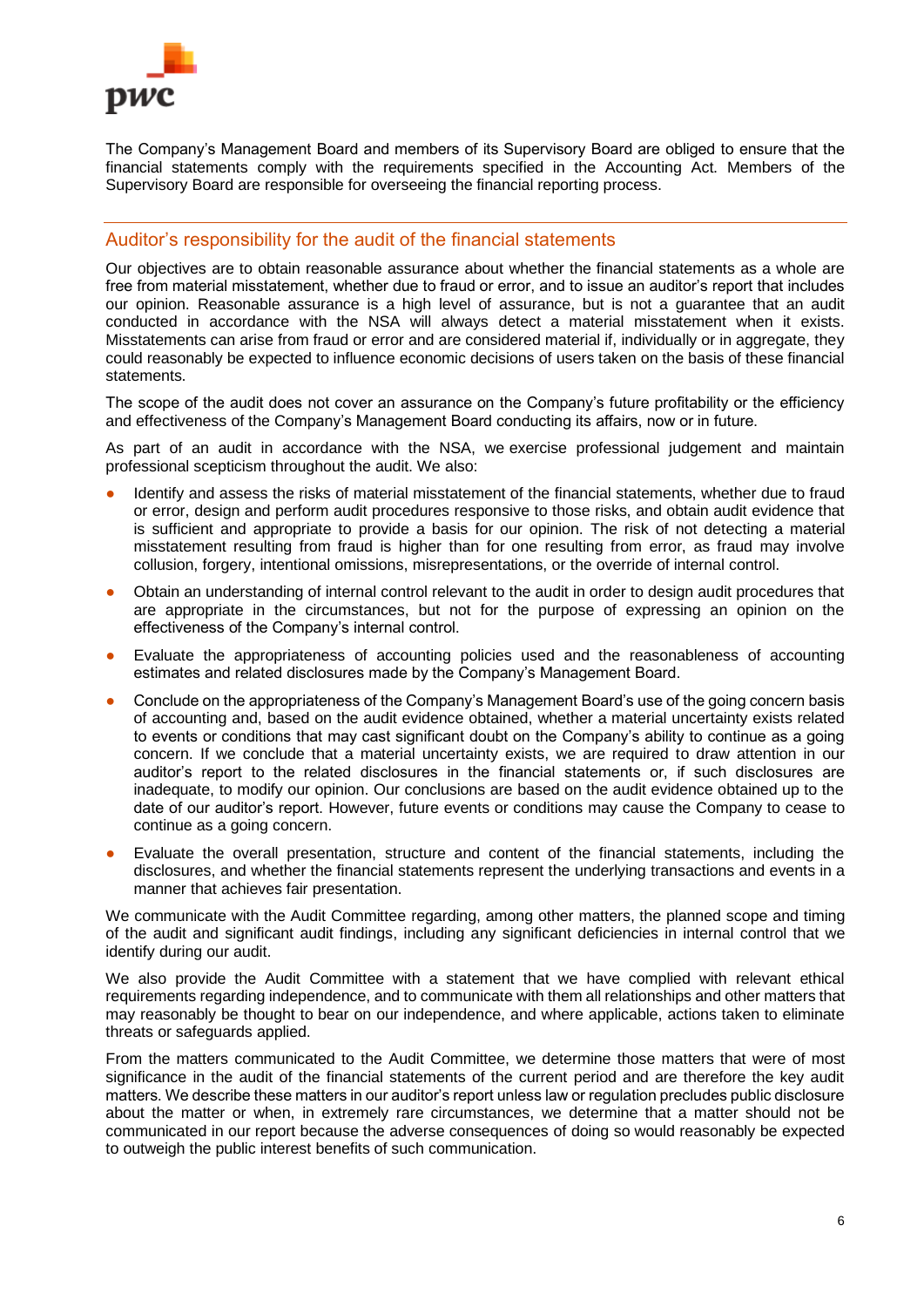The Company's Management Board and members of its Supervisory Board are obliged to ensure that the financial statements comply with the requirements specified in the Accounting Act. Members of the Supervisory Board are responsible for overseeing the financial reporting process.

## Auditor's responsibility for the audit of the financial statements

Our objectives are to obtain reasonable assurance about whether the financial statements as a whole are free from material misstatement, whether due to fraud or error, and to issue an auditor's report that includes our opinion. Reasonable assurance is a high level of assurance, but is not a guarantee that an audit conducted in accordance with the NSA will always detect a material misstatement when it exists. Misstatements can arise from fraud or error and are considered material if, individually or in aggregate, they could reasonably be expected to influence economic decisions of users taken on the basis of these financial statements.

The scope of the audit does not cover an assurance on the Company's future profitability or the efficiency and effectiveness of the Company's Management Board conducting its affairs, now or in future.

As part of an audit in accordance with the NSA, we exercise professional judgement and maintain professional scepticism throughout the audit. We also:

- Identify and assess the risks of material misstatement of the financial statements, whether due to fraud or error, design and perform audit procedures responsive to those risks, and obtain audit evidence that is sufficient and appropriate to provide a basis for our opinion. The risk of not detecting a material misstatement resulting from fraud is higher than for one resulting from error, as fraud may involve collusion, forgery, intentional omissions, misrepresentations, or the override of internal control.
- Obtain an understanding of internal control relevant to the audit in order to design audit procedures that are appropriate in the circumstances, but not for the purpose of expressing an opinion on the effectiveness of the Company's internal control.
- Evaluate the appropriateness of accounting policies used and the reasonableness of accounting estimates and related disclosures made by the Company's Management Board.
- Conclude on the appropriateness of the Company's Management Board's use of the going concern basis of accounting and, based on the audit evidence obtained, whether a material uncertainty exists related to events or conditions that may cast significant doubt on the Company's ability to continue as a going concern. If we conclude that a material uncertainty exists, we are required to draw attention in our auditor's report to the related disclosures in the financial statements or, if such disclosures are inadequate, to modify our opinion. Our conclusions are based on the audit evidence obtained up to the date of our auditor's report. However, future events or conditions may cause the Company to cease to continue as a going concern.
- Evaluate the overall presentation, structure and content of the financial statements, including the disclosures, and whether the financial statements represent the underlying transactions and events in a manner that achieves fair presentation.

We communicate with the Audit Committee regarding, among other matters, the planned scope and timing of the audit and significant audit findings, including any significant deficiencies in internal control that we identify during our audit.

We also provide the Audit Committee with a statement that we have complied with relevant ethical requirements regarding independence, and to communicate with them all relationships and other matters that may reasonably be thought to bear on our independence, and where applicable, actions taken to eliminate threats or safeguards applied.

From the matters communicated to the Audit Committee, we determine those matters that were of most significance in the audit of the financial statements of the current period and are therefore the key audit matters. We describe these matters in our auditor's report unless law or regulation precludes public disclosure about the matter or when, in extremely rare circumstances, we determine that a matter should not be communicated in our report because the adverse consequences of doing so would reasonably be expected to outweigh the public interest benefits of such communication.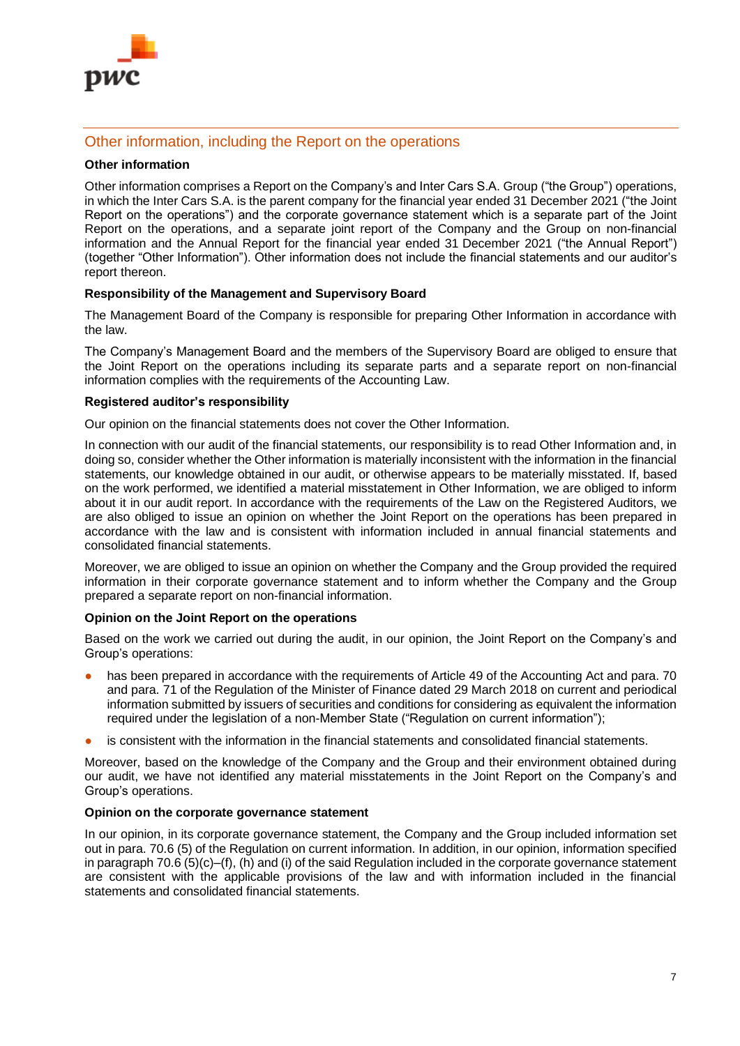## Other information, including the Report on the operations

### Other information

Other information comprises a Report on the Company's and Inter Cars S.A. Group ("the Group") operations, in which the Inter Cars S.A. is the parent company for the financial year ended 31 December 2021 ("the Joint Report on the operations") and the corporate governance statement which is a separate part of the Joint Report on the operations, and a separate joint report of the Company and the Group on non-financial information and the Annual Report for the financial year ended 31 December 2021 ("the Annual Report") (together "Other Information"). Other information does not include the financial statements and our auditor's report thereon.

### Responsibility of the Management and Supervisory Board

The Management Board of the Company is responsible for preparing Other Information in accordance with the law.

The Company's Management Board and the members of the Supervisory Board are obliged to ensure that the Joint Report on the operations including its separate parts and a separate report on non-financial information complies with the requirements of the Accounting Law.

### Registered auditor's responsibility

Our opinion on the financial statements does not cover the Other Information.

In connection with our audit of the financial statements, our responsibility is to read Other Information and, in doing so, consider whether the Other information is materially inconsistent with the information in the financial statements, our knowledge obtained in our audit, or otherwise appears to be materially misstated. If, based on the work performed, we identified a material misstatement in Other Information, we are obliged to inform about it in our audit report. In accordance with the requirements of the Law on the Registered Auditors, we are also obliged to issue an opinion on whether the Joint Report on the operations has been prepared in accordance with the law and is consistent with information included in annual financial statements and consolidated financial statements.

Moreover, we are obliged to issue an opinion on whether the Company and the Group provided the required information in their corporate governance statement and to inform whether the Company and the Group prepared a separate report on non-financial information.

### Opinion on the Joint Report on the operations

Based on the work we carried out during the audit, in our opinion, the Joint Report on the Company's and Group's operations:

- has been prepared in accordance with the requirements of Article 49 of the Accounting Act and para. 70 and para. 71 of the Regulation of the Minister of Finance dated 29 March 2018 on current and periodical information submitted by issuers of securities and conditions for considering as equivalent the information required under the legislation of a non-Member State ("Regulation on current information");
- is consistent with the information in the financial statements and consolidated financial statements.

Moreover, based on the knowledge of the Company and the Group and their environment obtained during our audit, we have not identified any material misstatements in the Joint Report on the Company's and Group's operations.

### Opinion on the corporate governance statement

In our opinion, in its corporate governance statement, the Company and the Group included information set out in para. 70.6 (5) of the Regulation on current information. In addition, in our opinion, information specified in paragraph 70.6 (5)(c)–(f), (h) and (i) of the said Regulation included in the corporate governance statement are consistent with the applicable provisions of the law and with information included in the financial statements and consolidated financial statements.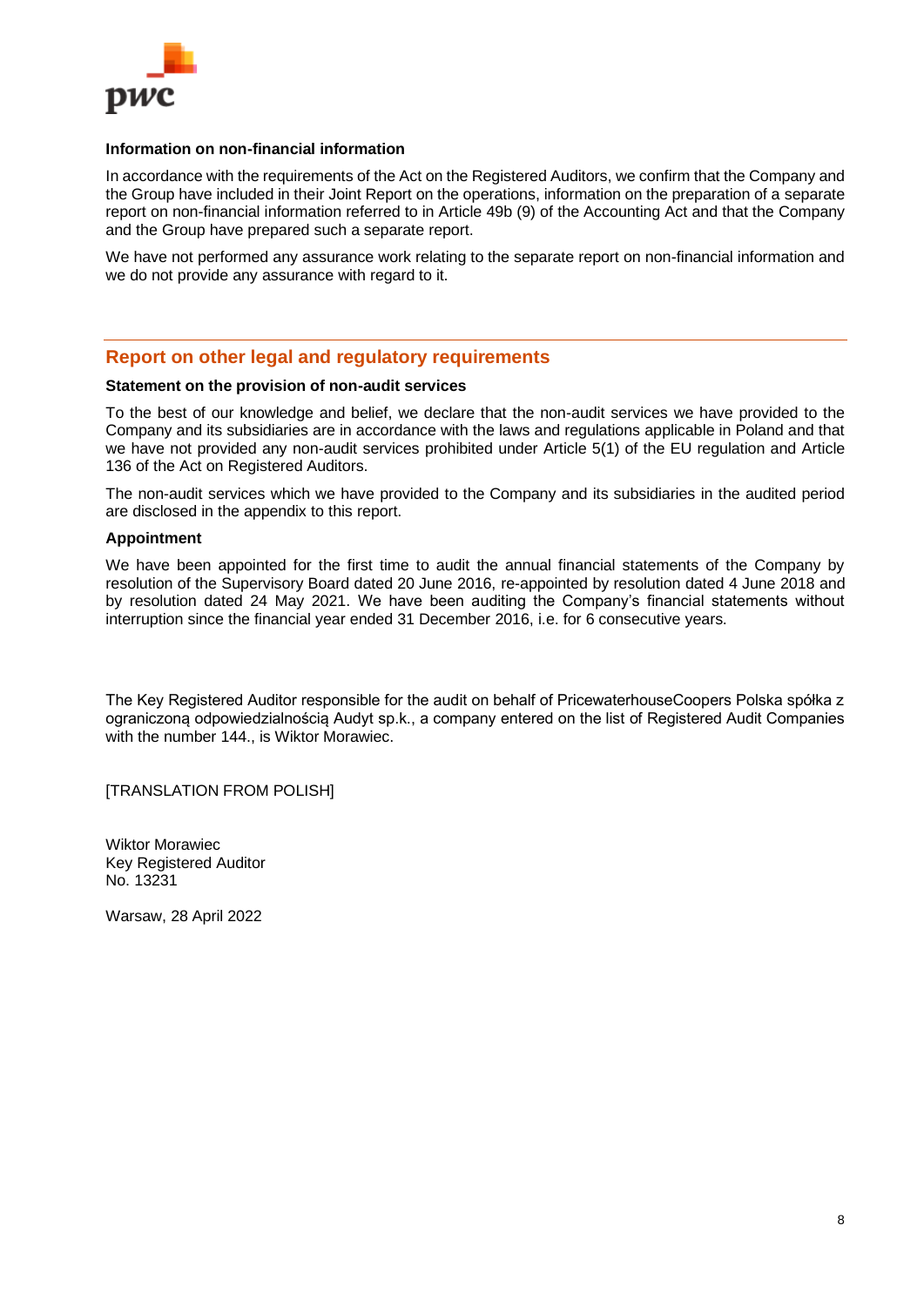### Information on non-financial information

In accordance with the requirements of the Act on the Registered Auditors, we confirm that the Company and the Group have included in their Joint Report on the operations, information on the preparation of a separate report on non-financial information referred to in Article 49b (9) of the Accounting Act and that the Company and the Group have prepared such a separate report.

We have not performed any assurance work relating to the separate report on non-financial information and we do not provide any assurance with regard to it.

## Report on other legal and regulatory requirements

### Statement on the provision of non-audit services

To the best of our knowledge and belief, we declare that the non-audit services we have provided to the Company and its subsidiaries are in accordance with the laws and regulations applicable in Poland and that we have not provided any non-audit services prohibited under Article 5(1) of the EU regulation and Article 136 of the Act on Registered Auditors.

The non-audit services which we have provided to the Company and its subsidiaries in the audited period are disclosed in the appendix to this report.

### Appointment

We have been appointed for the first time to audit the annual financial statements of the Company by resolution of the Supervisory Board dated 20 June 2016, re-appointed by resolution dated 4 June 2018 and by resolution dated 24 May 2021. We have been auditing the Company's financial statements without interruption since the financial year ended 31 December 2016, i.e. for 6 consecutive years.

The Key Registered Auditor responsible for the audit on behalf of PricewaterhouseCoopers Polska spółka z ograniczoną odpowiedzialnością Audyt sp.k., a company entered on the list of Registered Audit Companies with the number 144., is Wiktor Morawiec.

[TRANSLATION FROM POLISH]

Wiktor Morawiec
Key Registered Auditor
No. 13231

Warsaw, 28 April 2022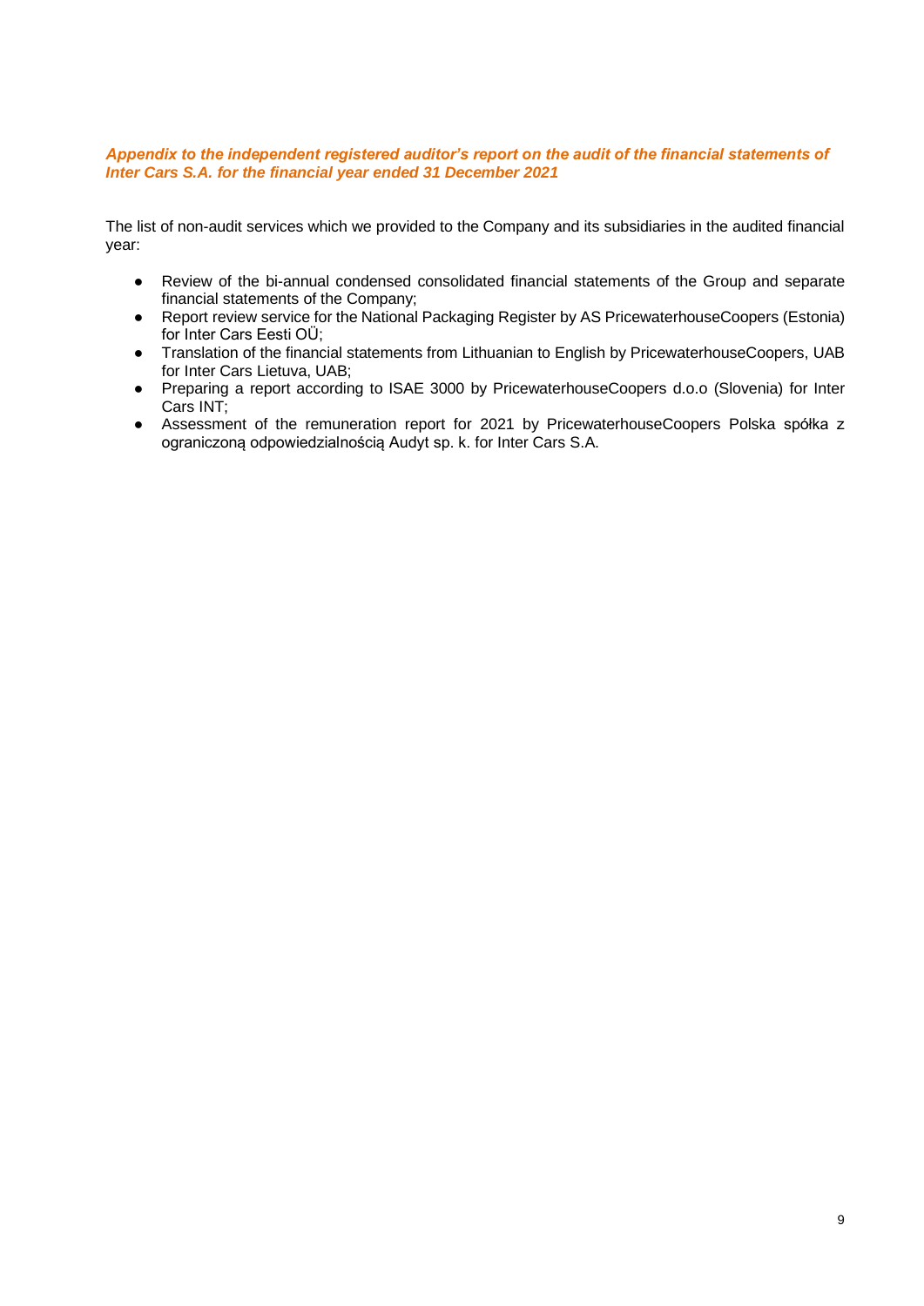***Appendix to the independent registered auditor's report on the audit of the financial statements of Inter Cars S.A. for the financial year ended 31 December 2021***

The list of non-audit services which we provided to the Company and its subsidiaries in the audited financial year:

- Review of the bi-annual condensed consolidated financial statements of the Group and separate financial statements of the Company;
- Report review service for the National Packaging Register by AS PricewaterhouseCoopers (Estonia) for Inter Cars Eesti OÜ;
- Translation of the financial statements from Lithuanian to English by PricewaterhouseCoopers, UAB for Inter Cars Lietuva, UAB;
- Preparing a report according to ISAE 3000 by PricewaterhouseCoopers d.o.o (Slovenia) for Inter Cars INT;
- Assessment of the remuneration report for 2021 by PricewaterhouseCoopers Polska spółka z ograniczoną odpowiedzialnością Audyt sp. k. for Inter Cars S.A.